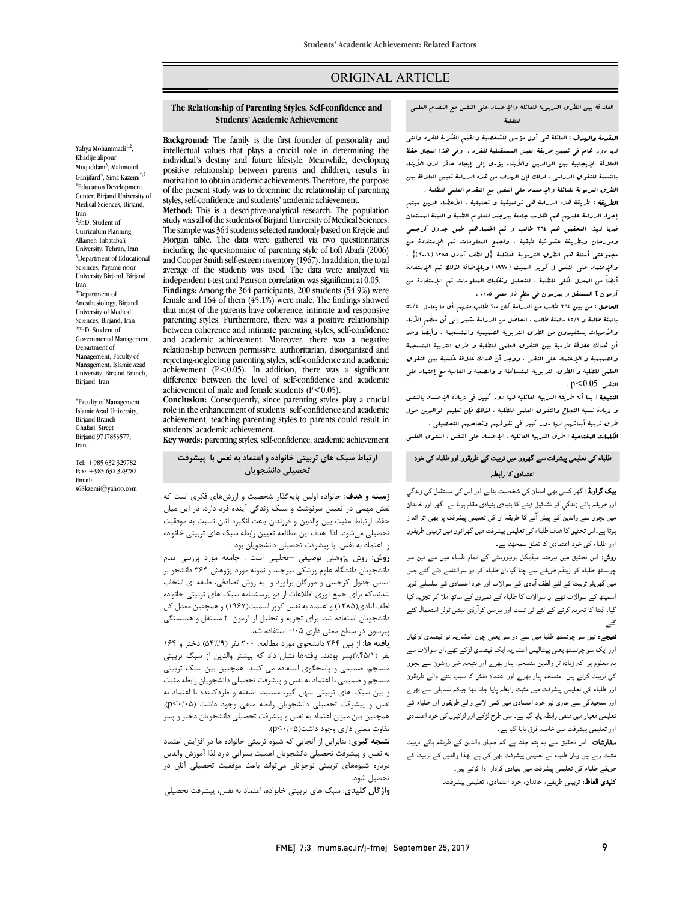ORIGINAL ARTICLE

# The Relationship of Parenting Styles, Self-confidence and Students' Academic Achievement

Yahya Mohammadi[1,2], Khadije alipour Moqaddam[3], Mahmoud Ganjifard[4], Sima Kazemi[*,5]

[1]Education Development Center, Birjand University of Medical Sciences, Birjand, Iran

[2]PhD. Student of Curriculum Planning, Allameh Tabataba'i University, Tehran, Iran

[3]Department of Educational Sciences, Payame noor University Birjand, Birjand, Iran

[4]Department of Anesthesiology, Birjand University of Medical Sciences, Birjand, Iran

[5]PhD. Student of Governmental Management, Department of Management, Faculty of Management, Islamic Azad University, Birjand Branch, Birjand, Iran

*Faculty of Management Islamic Azad University, Birjand Branch Ghafari Street Birjand,9717853577, Iran

Tel: +985 632 329782
Fax: +985 632 329782
Email: s68kzemi@yahoo.com

**Background:** The family is the first founder of personality and intellectual values that plays a crucial role in determining the individual's destiny and future lifestyle. Meanwhile, developing positive relationship between parents and children, results in motivation to obtain academic achievements. Therefore, the purpose of the present study was to determine the relationship of parenting styles, self-confidence and students' academic achievement.

**Method:** This is a descriptive-analytical research. The population study was all of the students of Birjand University of Medical Sciences. The sample was 364 students selected randomly based on Krejcie and Morgan table. The data were gathered via two questionnaires including the questionnaire of parenting style of Loft Abadi (2006) and Cooper Smith self-esteem inventory (1967). In addition, the total average of the students was used. The data were analyzed via independent t-test and Pearson correlation was significant at 0.05.

**Findings:** Among the 364 participants, 200 students (54.9%) were female and 164 of them (45.1%) were male. The findings showed that most of the parents have coherence, intimate and responsive parenting styles. Furthermore, there was a positive relationship between coherence and intimate parenting styles, self-confidence and academic achievement. Moreover, there was a negative relationship between permissive, authoritarian, disorganized and rejecting-neglecting parenting styles, self-confidence and academic achievement ($P<0.05$). In addition, there was a significant difference between the level of self-confidence and academic achievement of male and female students ($P<0.05$).

**Conclusion:** Consequently, since parenting styles play a crucial role in the enhancement of students' self-confidence and academic achievement, teaching parenting styles to parents could result in students' academic achievement.

**Key words:** parenting styles, self-confidence, academic achievement

## ارتباط سبک های تربیتی خانواده و اعتماد به نفس با پیشرفت تحصیلی دانشجویان

**زمینه و هدف:** خانواده اولین پایه‌گذار شخصیت و ارزش‌های فکری است که نقش مهمی در تعیین سرنوشت و سبک زندگی آینده فرد دارد. در این میان حفظ ارتباط مثبت بین والدین و فرزندان باعث انگیزه آنان نسبت به موفقیت تحصیلی می‌شود. لذا هدف این مطالعه تعیین رابطه سبک های تربیتی خانواده و اعتماد به نفس با پیشرفت تحصیلی دانشجویان بود.

**روش:** روش پژوهش توصیفی –تحلیلی است . جامعه مورد بررسی تمام دانشجویان دانشگاه علوم پزشکی بیرجند و نمونه مورد پژوهش ۳۶۴ دانشجو بر اساس جدول کرجسی و مورگان برآورد و به روش تصادفی، طبقه ای انتخاب شدند.که برای جمع آوری اطلاعات از دو پرسشنامه سبک های تربیتی خانواده لطف آبادی(۱۳۸۵) و اعتماد به نفس کوپر اسمیت(۱۹۶۷) و همچنین معدل کل دانشجویان استفاده شد. برای تجزیه و تحلیل از آزمون t مستقل و همبستگی پیرسون در سطح معنی داری ۰/۰۵ استفاده شد.

**یافته ها:** از بین ۳۶۴ دانشجوی مورد مطالعه، ۲۰۰ نفر (۵۴/۹٪) دختر و ۱۶۴ نفر (۴۵/۱٪)پسر بودند. یافته‌ها نشان داد که بیشتر والدین از سبک تربیتی منسجم، صمیمی و پاسخگوی استفاده می کنند. همچنین بین سبک تربیتی منسجم و صمیمی با اعتماد به نفس و پیشرفت تحصیلی دانشجویان رابطه مثبت و بین سبک های تربیتی سهل گیر، مستبد، آشفته و طردکننده با اعتماد به نفس و پیشرفت تحصیلی دانشجویان رابطه منفی وجود داشت (p<۰/۰۵). همچنین بین میزان اعتماد به نفس و پیشرفت تحصیلی دانشجویان دختر و پسر تفاوت معنی داری وجود داشت(p<۰/۰۵).

**نتیجه گیری:** بنابراین از آنجایی که شیوه تربیتی خانواده ها در افزایش اعتماد به نفس و پیشرفت تحصیلی دانشجویان اهمیت بسزایی دارد لذا آموزش والدین درباره شیوه‌های تربیتی نوجوانان می‌تواند باعث موفقیت تحصیلی آنان در تحصیل شود.

**واژگان کلیدی**: سبک های تربیتی خانواده، اعتماد به نفس، پیشرفت تحصیلی

## العلاقة بین الطرق التربویة للعائلة والإعتماد علی النفس مع التقدم العلمی للطلبة

**المقدمة والهدف :** العائلة هی أول مؤس للشخصیة والقیم الفکریة للفرد والتی لها دور هام فی تعیین طریقة العیش المستقبلیة للفرد . وفی هذا المجال حفظ العلاقة الإیجابیة بین الوالدین والأبناء یؤدی إلی إیجاد حافز لدی الأبناء بالنسبة للتفوق الدراسی . لذلک فإن الهدف من هذه الدراسة تعیین العلاقة بین الطرق التربویة للعائلة والإعتماد علی النفس مع التقدم العلمی للطلبة .

**الطریقة :** طریقة هذه الدراسة هی توصیفیة و تحلیلیة . الأعضاء الذین سیتم إجراء الدراسة علیهم هم طلاب جامعة بیرجند للعلوم الطبیة و العینة المستعان فیها لهذا التحقیق هم ۳٦٤ طالب و تم اختیارهم طبق جدول کرجسی وموجان وبطریقة عشوائیة طبقیة . ولجمع المعلومات تم الإستفادة من مجموعتی أسئلة هم الطرق التربویة العائلیة {ل لطف آبادی ۱۳۸۵ (۲۰۰٦)} . والإعتماد علی النفس ل کوبر اسمیت (۱۹٦۷) وبالإضافة لذلک تم الإستفادة أیضاً من المعدل الکلی للطلبة . للتحلیل وتفکیک المعلومات تم الإستفادة من آزمون t المستقل و بیرسون فی سطح ذو معنی ۰/۰۵ .

**الحاصل :** من بین ۳٦٤ طالب من الدراسة کان ۲۰۰ طالب منهم أی ما یعادل ٥٤/٤ بالمئة طالبة و ٤٥/۱ بالمئة طالب . الحاصل من الدراسة یشیر إلی أن معظم الأباء والأمهات یستفیدون من الطرق التربویة الصمیمیة والمنسجمة . وأیضاً وجد أن هناک علاقة طردیة بین التفوق العلمی للطلبة و طرق التربیة المنسجمة والصمیمیة و الإعتماد علی النفس . ووجد أن هناک علاقة عکسیة بین التفوق العلمی للطلبة و الطرق التربویة المتساهلة و والصعبة و القاسیة مع إعتماد علی النفس p<0.05 .

**النتیجة :** بما أنه طریقة التربیة العائلیة لها دور کبیر فی زیادة الإعتماد بالنفس و زیادة نسبة النجاح والتفوق العلمی للطلبة . لذلک فإن تعلیم الوالدین حول طرق تربیة أبنائهم لها دور کبیر فی تفوقهم ونجاحهم التحصیلی .

**الکلمات المفتاحیة :** طرق التربیة العائلیة ، الإعتماد علی النفس ، التفوق العلمی

## طلباء کی تعلیمی پیشرفت سے گھروں میں تربیت کے طریقوں اور طلباء کی خود اعتمادی کا رابطہ

**بیک گراونڈ:** گھر کسی بھی انسان کی شخصیت بنانے اور اس کی مستقبل کی زندگي اور طریقہ ہائے زندگي کو تشکیل دینے کا بنیادی بنیادی مقام ہوتا ہے۔ گھر اور خاندان میں بچوں سے والدین کے پیش آنے کا طریقہ ان کی تعلیمی پیشرفت پر بھی اثر انداز ہوتا ہے۔اس تحقیق کا ہدف طلباء کی تعلیمی پیشرفت میں گھرانوں میں تربیتی طریقوں اور طلباء کی خود اعتمادی کا تعلق سمجھنا ہے۔

**روش:** اس تحقیق میں بیرجند میڈیکل یونیورسٹی کے تمام طلباء میں سے تین سو چونسٹھ طلباء کو رینڈم طریقے سے چنا گيا،ان طلباء کو دو سوالنامے دئے گئے جس میں گھریلو تربیت کے لئے لطف آبادی کے سوالات اور خود اعتمادی کے سلسلے کوپر اسمیتھ کے سوالات تھے ان سوالات کا طلباء کے نمبروں کے ساتھ ملا کر تجزیہ کیا گيا. ڈیٹا کا تجزیہ کرنے کے لئے ٹی ٹسٹ اور پیرسن کوآرڈی نیشن ٹولز استعمال کئے گئے۔

**نتیجے:** تین سو چونسٹھ طلبا میں سے دو سو یعنی چون اعشاریہ نو فیصدی لڑکیاں اور ایک سو چونسٹھ یعنی پینتالیس اعشاریہ ایک فیصدی لڑکے تھے۔ان سوالات سے یہ معلوم ہوا کہ زیادہ تر والدین منسجم، پیار بھرے اور نتیجہ خیز روشوں سے بچوں کی تربیت کرتے ہیں۔ منسجم پیار بھرے اور اعتماد نفس کا سبب بننے والے طریقوں اور طلباء کی تعلیمی پیشرفت میں مثبت رابطہ پایا جاتا تھا جبکہ تساہلی سے بھرے اور سنجیدگي سے عاری نیز خود اعتمادی میں کمی لانے والے طریقوں اور طلباء کے تعلیمی معیار میں منفی رابطہ پایا گيا ہے۔اسی طرح لڑکے اور لڑکیوں کی خود اعتمادی اور تعلیمی پیشرفت میں خاصہ فرق پایا گيا ہے ۔

**سفارشات:** اس تحقیق سے یہ پتہ چلتا ہے کہ جہاں والدین کے طریقہ ہائے تربیت مثبت رہے ہیں وہاں طلباء نے تعلیمی پیشرفت بھی کی ہے۔لھذا والدین کے تربیت کے طریقے طلباء کی تعلیمی پیشرفت میں بنیادی کردار ادا کرتے ہیں۔

**کلیدی الفاظ:** تربیتی طریقے، خاندان، خود اعتمادی، تعلیمی پیشرفت۔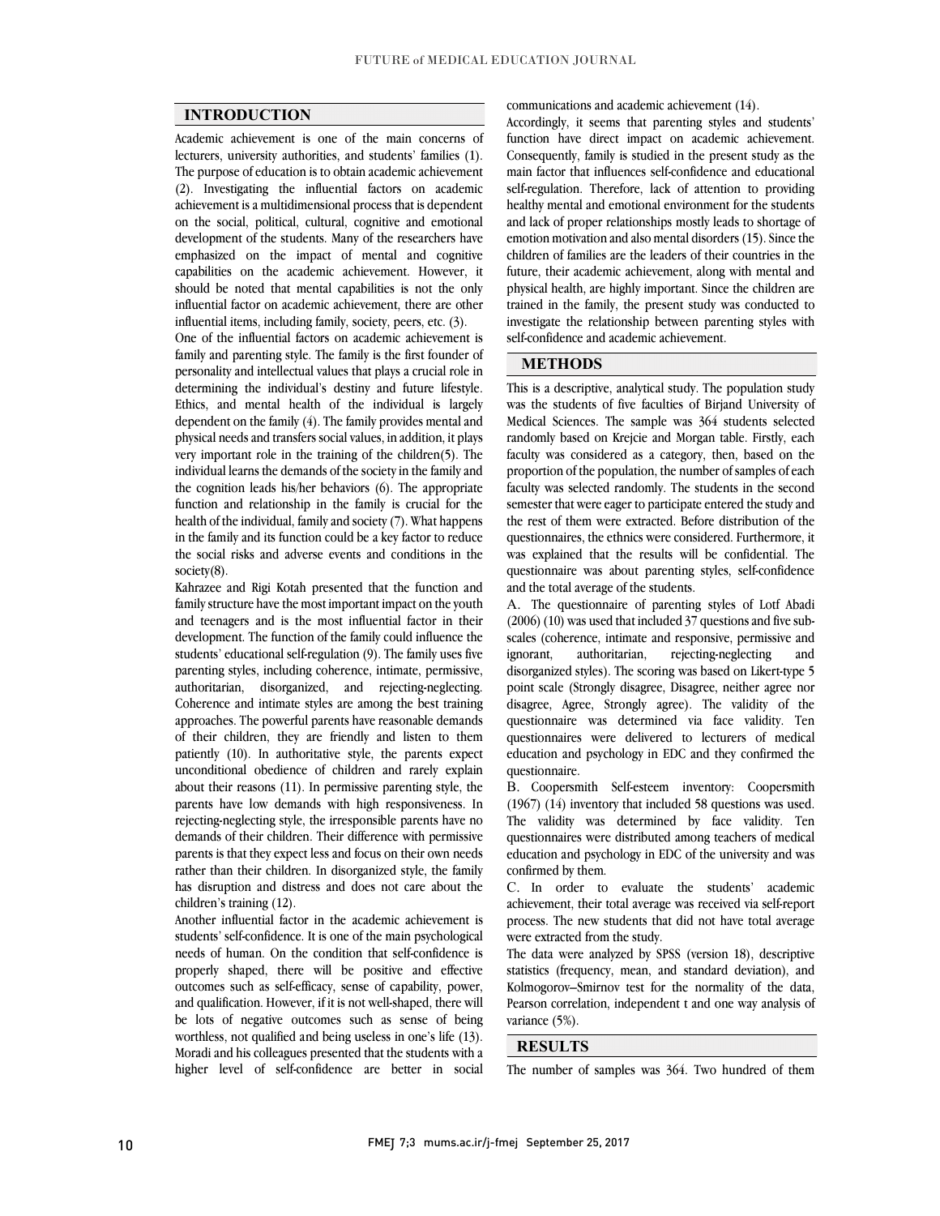## INTRODUCTION

Academic achievement is one of the main concerns of lecturers, university authorities, and students' families (1). The purpose of education is to obtain academic achievement (2). Investigating the influential factors on academic achievement is a multidimensional process that is dependent on the social, political, cultural, cognitive and emotional development of the students. Many of the researchers have emphasized on the impact of mental and cognitive capabilities on the academic achievement. However, it should be noted that mental capabilities is not the only influential factor on academic achievement, there are other influential items, including family, society, peers, etc. (3).

One of the influential factors on academic achievement is family and parenting style. The family is the first founder of personality and intellectual values that plays a crucial role in determining the individual's destiny and future lifestyle. Ethics, and mental health of the individual is largely dependent on the family (4). The family provides mental and physical needs and transfers social values, in addition, it plays very important role in the training of the children(5). The individual learns the demands of the society in the family and the cognition leads his/her behaviors (6). The appropriate function and relationship in the family is crucial for the health of the individual, family and society (7). What happens in the family and its function could be a key factor to reduce the social risks and adverse events and conditions in the society(8).

Kahrazee and Rigi Kotah presented that the function and family structure have the most important impact on the youth and teenagers and is the most influential factor in their development. The function of the family could influence the students' educational self-regulation (9). The family uses five parenting styles, including coherence, intimate, permissive, authoritarian, disorganized, and rejecting-neglecting. Coherence and intimate styles are among the best training approaches. The powerful parents have reasonable demands of their children, they are friendly and listen to them patiently (10). In authoritative style, the parents expect unconditional obedience of children and rarely explain about their reasons (11). In permissive parenting style, the parents have low demands with high responsiveness. In rejecting-neglecting style, the irresponsible parents have no demands of their children. Their difference with permissive parents is that they expect less and focus on their own needs rather than their children. In disorganized style, the family has disruption and distress and does not care about the children's training (12).

Another influential factor in the academic achievement is students' self-confidence. It is one of the main psychological needs of human. On the condition that self-confidence is properly shaped, there will be positive and effective outcomes such as self-efficacy, sense of capability, power, and qualification. However, if it is not well-shaped, there will be lots of negative outcomes such as sense of being worthless, not qualified and being useless in one's life (13). Moradi and his colleagues presented that the students with a higher level of self-confidence are better in social communications and academic achievement (14).

Accordingly, it seems that parenting styles and students' function have direct impact on academic achievement. Consequently, family is studied in the present study as the main factor that influences self-confidence and educational self-regulation. Therefore, lack of attention to providing healthy mental and emotional environment for the students and lack of proper relationships mostly leads to shortage of emotion motivation and also mental disorders (15). Since the children of families are the leaders of their countries in the future, their academic achievement, along with mental and physical health, are highly important. Since the children are trained in the family, the present study was conducted to investigate the relationship between parenting styles with self-confidence and academic achievement.

## METHODS

This is a descriptive, analytical study. The population study was the students of five faculties of Birjand University of Medical Sciences. The sample was 364 students selected randomly based on Krejcie and Morgan table. Firstly, each faculty was considered as a category, then, based on the proportion of the population, the number of samples of each faculty was selected randomly. The students in the second semester that were eager to participate entered the study and the rest of them were extracted. Before distribution of the questionnaires, the ethnics were considered. Furthermore, it was explained that the results will be confidential. The questionnaire was about parenting styles, self-confidence and the total average of the students.

A. The questionnaire of parenting styles of Lotf Abadi (2006) (10) was used that included 37 questions and five sub-scales (coherence, intimate and responsive, permissive and ignorant, authoritarian, rejecting-neglecting and disorganized styles). The scoring was based on Likert-type 5 point scale (Strongly disagree, Disagree, neither agree nor disagree, Agree, Strongly agree). The validity of the questionnaire was determined via face validity. Ten questionnaires were delivered to lecturers of medical education and psychology in EDC and they confirmed the questionnaire.

B. Coopersmith Self-esteem inventory: Coopersmith (1967) (14) inventory that included 58 questions was used. The validity was determined by face validity. Ten questionnaires were distributed among teachers of medical education and psychology in EDC of the university and was confirmed by them.

C. In order to evaluate the students' academic achievement, their total average was received via self-report process. The new students that did not have total average were extracted from the study.

The data were analyzed by SPSS (version 18), descriptive statistics (frequency, mean, and standard deviation), and Kolmogorov–Smirnov test for the normality of the data, Pearson correlation, independent t and one way analysis of variance (5%).

## RESULTS

The number of samples was 364. Two hundred of them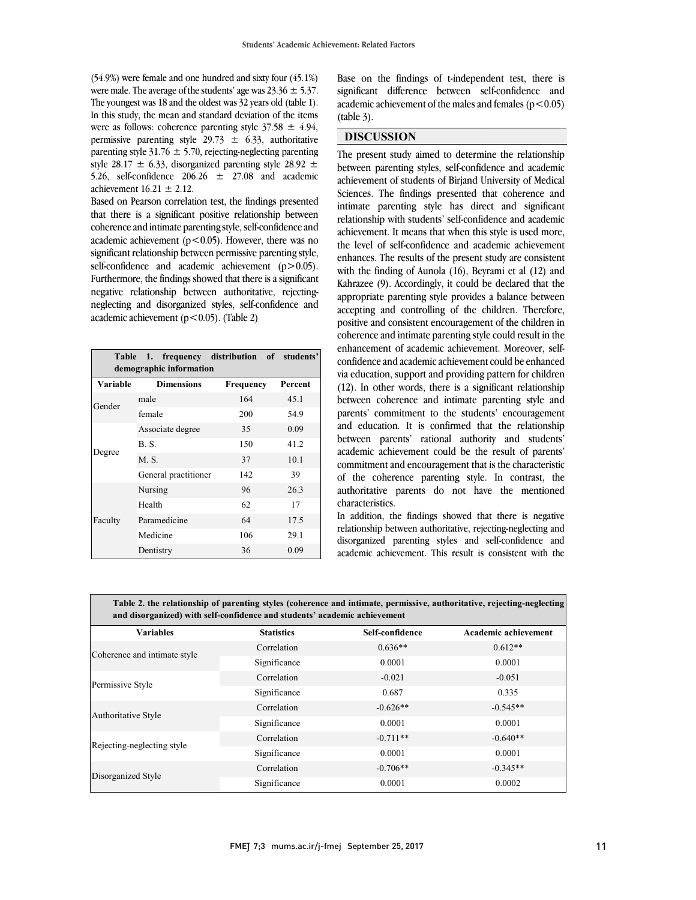(54.9%) were female and one hundred and sixty four (45.1%) were male. The average of the students' age was 23.36 ± 5.37. The youngest was 18 and the oldest was 32 years old (table 1). In this study, the mean and standard deviation of the items were as follows: coherence parenting style 37.58 ± 4.94, permissive parenting style 29.73 ± 6.33, authoritative parenting style 31.76 ± 5.70, rejecting-neglecting parenting style 28.17 ± 6.33, disorganized parenting style 28.92 ± 5.26, self-confidence 206.26 ± 27.08 and academic achievement 16.21 ± 2.12.

Based on Pearson correlation test, the findings presented that there is a significant positive relationship between coherence and intimate parenting style, self-confidence and academic achievement ($p<0.05$). However, there was no significant relationship between permissive parenting style, self-confidence and academic achievement ($p>0.05$). Furthermore, the findings showed that there is a significant negative relationship between authoritative, rejecting-neglecting and disorganized styles, self-confidence and academic achievement ($p<0.05$). (Table 2)

**Table 1. frequency distribution of students' demographic information**

| Variable | Dimensions | Frequency | Percent |
|---|---|---|---|
| Gender | male | 164 | 45.1 |
| | female | 200 | 54.9 |
| Degree | Associate degree | 35 | 0.09 |
| | B. S. | 150 | 41.2 |
| | M. S. | 37 | 10.1 |
| | General practitioner | 142 | 39 |
| Faculty | Nursing | 96 | 26.3 |
| | Health | 62 | 17 |
| | Paramedicine | 64 | 17.5 |
| | Medicine | 106 | 29.1 |
| | Dentistry | 36 | 0.09 |

Base on the findings of t-independent test, there is significant difference between self-confidence and academic achievement of the males and females ($p<0.05$) (table 3).

## DISCUSSION

The present study aimed to determine the relationship between parenting styles, self-confidence and academic achievement of students of Birjand University of Medical Sciences. The findings presented that coherence and intimate parenting style has direct and significant relationship with students' self-confidence and academic achievement. It means that when this style is used more, the level of self-confidence and academic achievement enhances. The results of the present study are consistent with the finding of Aunola (16), Beyrami et al (12) and Kahrazee (9). Accordingly, it could be declared that the appropriate parenting style provides a balance between accepting and controlling of the children. Therefore, positive and consistent encouragement of the children in coherence and intimate parenting style could result in the enhancement of academic achievement. Moreover, self-confidence and academic achievement could be enhanced via education, support and providing pattern for children (12). In other words, there is a significant relationship between coherence and intimate parenting style and parents' commitment to the students' encouragement and education. It is confirmed that the relationship between parents' rational authority and students' academic achievement could be the result of parents' commitment and encouragement that is the characteristic of the coherence parenting style. In contrast, the authoritative parents do not have the mentioned characteristics.

In addition, the findings showed that there is negative relationship between authoritative, rejecting-neglecting and disorganized parenting styles and self-confidence and academic achievement. This result is consistent with the

**Table 2. the relationship of parenting styles (coherence and intimate, permissive, authoritative, rejecting-neglecting and disorganized) with self-confidence and students' academic achievement**

| Variables | Statistics | Self-confidence | Academic achievement |
|---|---|---|---|
| Coherence and intimate style | Correlation | 0.636** | 0.612** |
| | Significance | 0.0001 | 0.0001 |
| Permissive Style | Correlation | -0.021 | -0.051 |
| | Significance | 0.687 | 0.335 |
| Authoritative Style | Correlation | -0.626** | -0.545** |
| | Significance | 0.0001 | 0.0001 |
| Rejecting-neglecting style | Correlation | -0.711** | -0.640** |
| | Significance | 0.0001 | 0.0001 |
| Disorganized Style | Correlation | -0.706** | -0.345** |
| | Significance | 0.0001 | 0.0002 |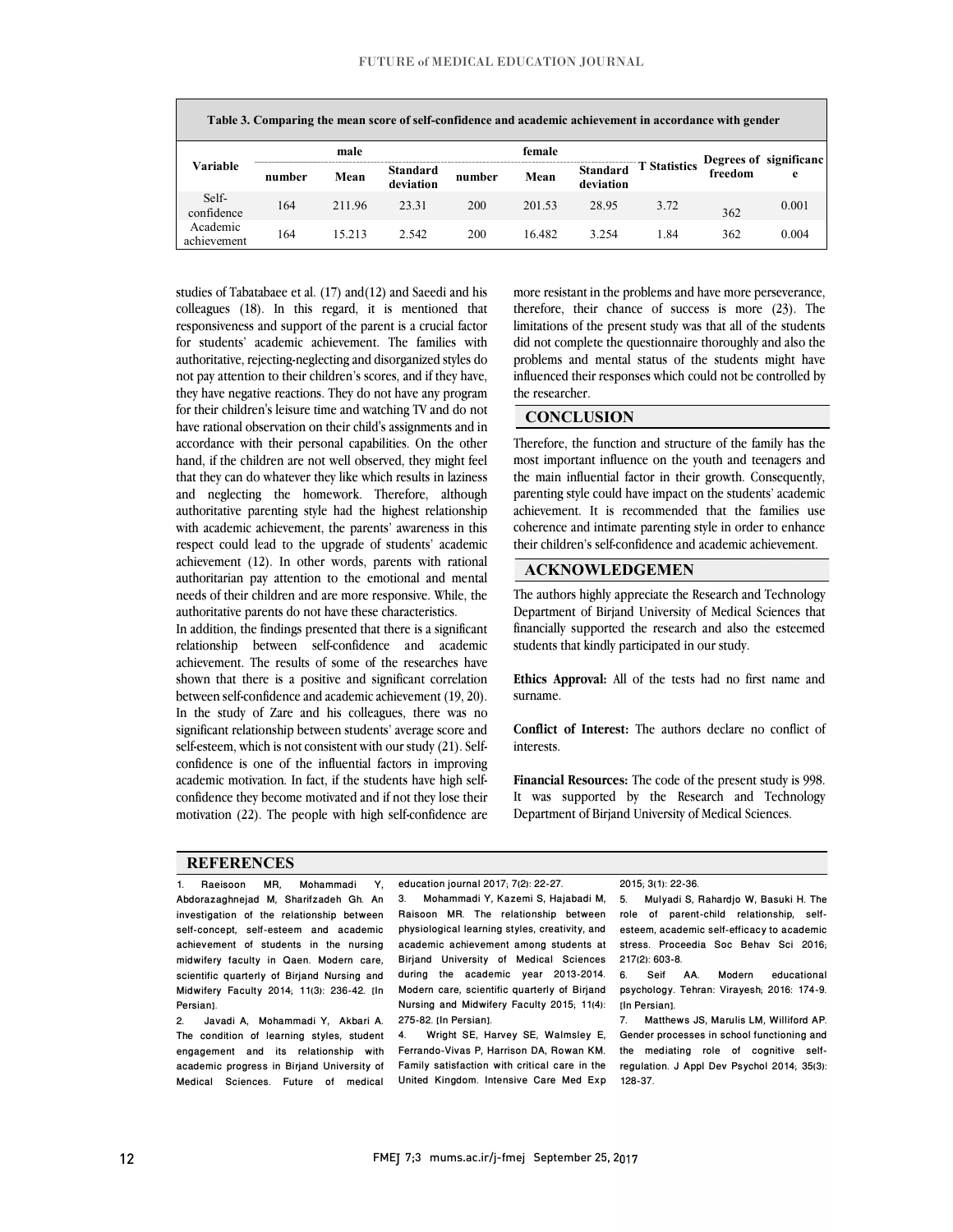| Table 3. Comparing the mean score of self-confidence and academic achievement in accordance with gender | | | | | | | | | |
|---|---|---|---|---|---|---|---|---|---|
| Variable | male | | | female | | | T Statistics | Degrees of freedom | significance |
| | number | Mean | Standard deviation | number | Mean | Standard deviation | | | |
| Self-confidence | 164 | 211.96 | 23.31 | 200 | 201.53 | 28.95 | 3.72 | 362 | 0.001 |
| Academic achievement | 164 | 15.213 | 2.542 | 200 | 16.482 | 3.254 | 1.84 | 362 | 0.004 |

studies of Tabatabaee et al. (17) and(12) and Saeedi and his colleagues (18). In this regard, it is mentioned that responsiveness and support of the parent is a crucial factor for students' academic achievement. The families with authoritative, rejecting-neglecting and disorganized styles do not pay attention to their children's scores, and if they have, they have negative reactions. They do not have any program for their children's leisure time and watching TV and do not have rational observation on their child's assignments and in accordance with their personal capabilities. On the other hand, if the children are not well observed, they might feel that they can do whatever they like which results in laziness and neglecting the homework. Therefore, although authoritative parenting style had the highest relationship with academic achievement, the parents' awareness in this respect could lead to the upgrade of students' academic achievement (12). In other words, parents with rational authoritarian pay attention to the emotional and mental needs of their children and are more responsive. While, the authoritative parents do not have these characteristics.

In addition, the findings presented that there is a significant relationship between self-confidence and academic achievement. The results of some of the researches have shown that there is a positive and significant correlation between self-confidence and academic achievement (19, 20). In the study of Zare and his colleagues, there was no significant relationship between students' average score and self-esteem, which is not consistent with our study (21). Self-confidence is one of the influential factors in improving academic motivation. In fact, if the students have high self-confidence they become motivated and if not they lose their motivation (22). The people with high self-confidence are more resistant in the problems and have more perseverance, therefore, their chance of success is more (23). The limitations of the present study was that all of the students did not complete the questionnaire thoroughly and also the problems and mental status of the students might have influenced their responses which could not be controlled by the researcher.

## CONCLUSION

Therefore, the function and structure of the family has the most important influence on the youth and teenagers and the main influential factor in their growth. Consequently, parenting style could have impact on the students' academic achievement. It is recommended that the families use coherence and intimate parenting style in order to enhance their children's self-confidence and academic achievement.

## ACKNOWLEDGEMEN

The authors highly appreciate the Research and Technology Department of Birjand University of Medical Sciences that financially supported the research and also the esteemed students that kindly participated in our study.

**Ethics Approval:** All of the tests had no first name and surname.

**Conflict of Interest:** The authors declare no conflict of interests.

**Financial Resources:** The code of the present study is 998. It was supported by the Research and Technology Department of Birjand University of Medical Sciences.

## REFERENCES

1. Raeisoon MR, Mohammadi Y, Abdorazaghnejad M, Sharifzadeh Gh. An investigation of the relationship between self-concept, self-esteem and academic achievement of students in the nursing midwifery faculty in Qaen. Modern care, scientific quarterly of Birjand Nursing and Midwifery Faculty 2014; 11(3): 236-42. [In Persian].
2. Javadi A, Mohammadi Y, Akbari A. The condition of learning styles, student engagement and its relationship with academic progress in Birjand University of Medical Sciences. Future of medical education journal 2017; 7(2): 22-27.
3. Mohammadi Y, Kazemi S, Hajabadi M, Raisoon MR. The relationship between physiological learning styles, creativity, and academic achievement among students at Birjand University of Medical Sciences during the academic year 2013-2014. Modern care, scientific quarterly of Birjand Nursing and Midwifery Faculty 2015; 11(4): 275-82. [In Persian].
4. Wright SE, Harvey SE, Walmsley E, Ferrando-Vivas P, Harrison DA, Rowan KM. Family satisfaction with critical care in the United Kingdom. Intensive Care Med Exp 2015; 3(1): 22-36.
5. Mulyadi S, Rahardjo W, Basuki H. The role of parent-child relationship, self-esteem, academic self-efficacy to academic stress. Proceedia Soc Behav Sci 2016; 217(2): 603-8.
6. Seif AA. Modern educational psychology. Tehran: Virayesh; 2016: 174-9. [In Persian].
7. Matthews JS, Marulis LM, Williford AP. Gender processes in school functioning and the mediating role of cognitive self-regulation. J Appl Dev Psychol 2014; 35(3): 128-37.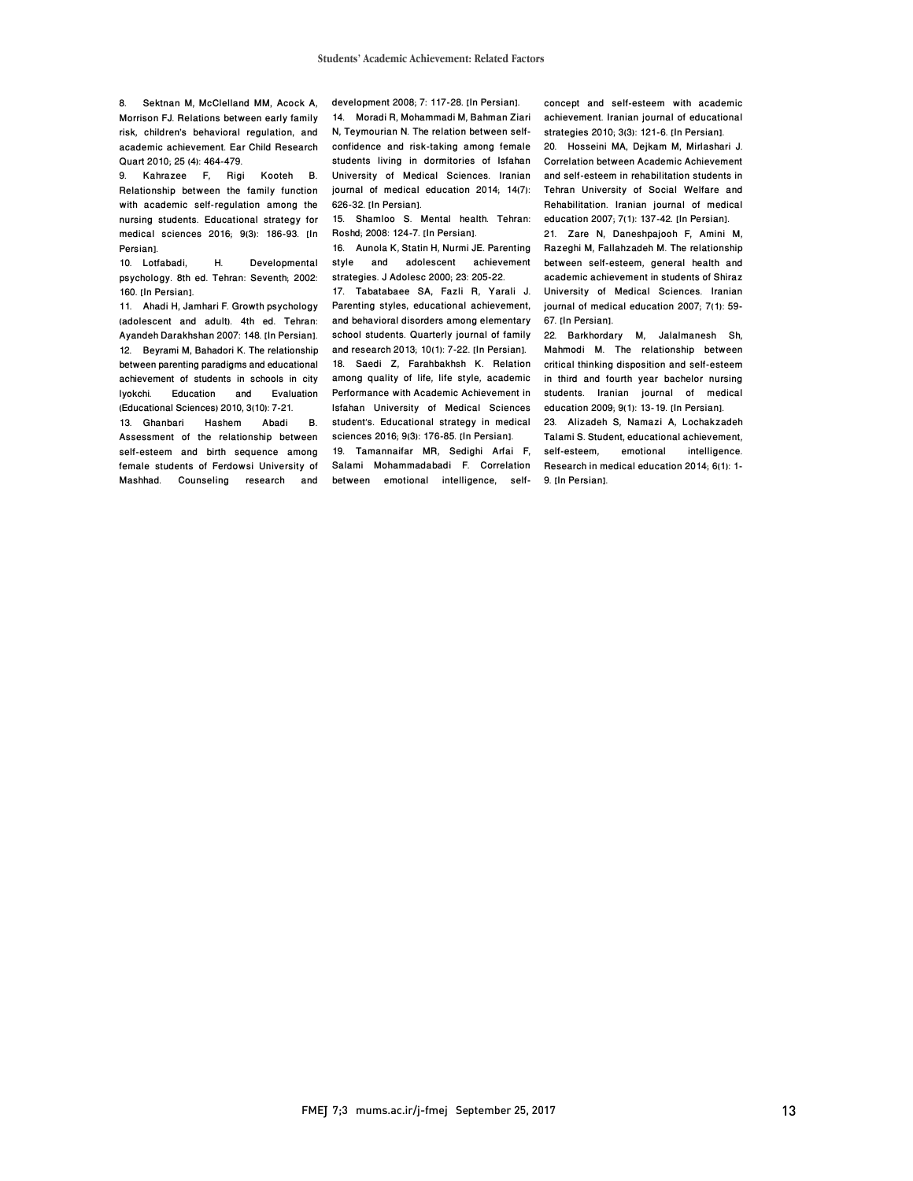8. Sektnan M, McClelland MM, Acock A, Morrison FJ. Relations between early family risk, children's behavioral regulation, and academic achievement. Ear Child Research Quart 2010; 25 (4): 464-479.

9. Kahrazee F, Rigi Kooteh B. Relationship between the family function with academic self-regulation among the nursing students. Educational strategy for medical sciences 2016; 9(3): 186-93. [In Persian].

10. Lotfabadi, H. Developmental psychology. 8th ed. Tehran: Seventh; 2002: 160. [In Persian].

11. Ahadi H, Jamhari F. Growth psychology (adolescent and adult). 4th ed. Tehran: Ayandeh Darakhshan 2007: 148. [In Persian].

12. Beyrami M, Bahadori K. The relationship between parenting paradigms and educational achievement of students in schools in city Iyokchi. Education and Evaluation (Educational Sciences) 2010, 3(10): 7-21.

13. Ghanbari Hashem Abadi B. Assessment of the relationship between self-esteem and birth sequence among female students of Ferdowsi University of Mashhad. Counseling research and development 2008; 7: 117-28. [In Persian].

14. Moradi R, Mohammadi M, Bahman Ziari N, Teymourian N. The relation between self-confidence and risk-taking among female students living in dormitories of Isfahan University of Medical Sciences. Iranian journal of medical education 2014; 14(7): 626-32. [In Persian].

15. Shamloo S. Mental health. Tehran: Roshd; 2008: 124-7. [In Persian].

16. Aunola K, Statin H, Nurmi JE. Parenting style and adolescent achievement strategies. J Adolesc 2000; 23: 205-22.

17. Tabatabaee SA, Fazli R, Yarali J. Parenting styles, educational achievement, and behavioral disorders among elementary school students. Quarterly journal of family and research 2013; 10(1): 7-22. [In Persian].

18. Saedi Z, Farahbakhsh K. Relation among quality of life, life style, academic Performance with Academic Achievement in Isfahan University of Medical Sciences student's. Educational strategy in medical sciences 2016; 9(3): 176-85. [In Persian].

19. Tamannaifar MR, Sedighi Arfai F, Salami Mohammadabadi F. Correlation between emotional intelligence, self-concept and self-esteem with academic achievement. Iranian journal of educational strategies 2010; 3(3): 121-6. [In Persian].

20. Hosseini MA, Dejkam M, Mirlashari J. Correlation between Academic Achievement and self-esteem in rehabilitation students in Tehran University of Social Welfare and Rehabilitation. Iranian journal of medical education 2007; 7(1): 137-42. [In Persian].

21. Zare N, Daneshpajooh F, Amini M, Razeghi M, Fallahzadeh M. The relationship between self-esteem, general health and academic achievement in students of Shiraz University of Medical Sciences. Iranian journal of medical education 2007; 7(1): 59-67. [In Persian].

22. Barkhordary M, Jalalmanesh Sh, Mahmodi M. The relationship between critical thinking disposition and self-esteem in third and fourth year bachelor nursing students. Iranian journal of medical education 2009; 9(1): 13-19. [In Persian].

23. Alizadeh S, Namazi A, Lochakzadeh Talami S. Student, educational achievement, self-esteem, emotional intelligence. Research in medical education 2014; 6(1): 1-9. [In Persian].